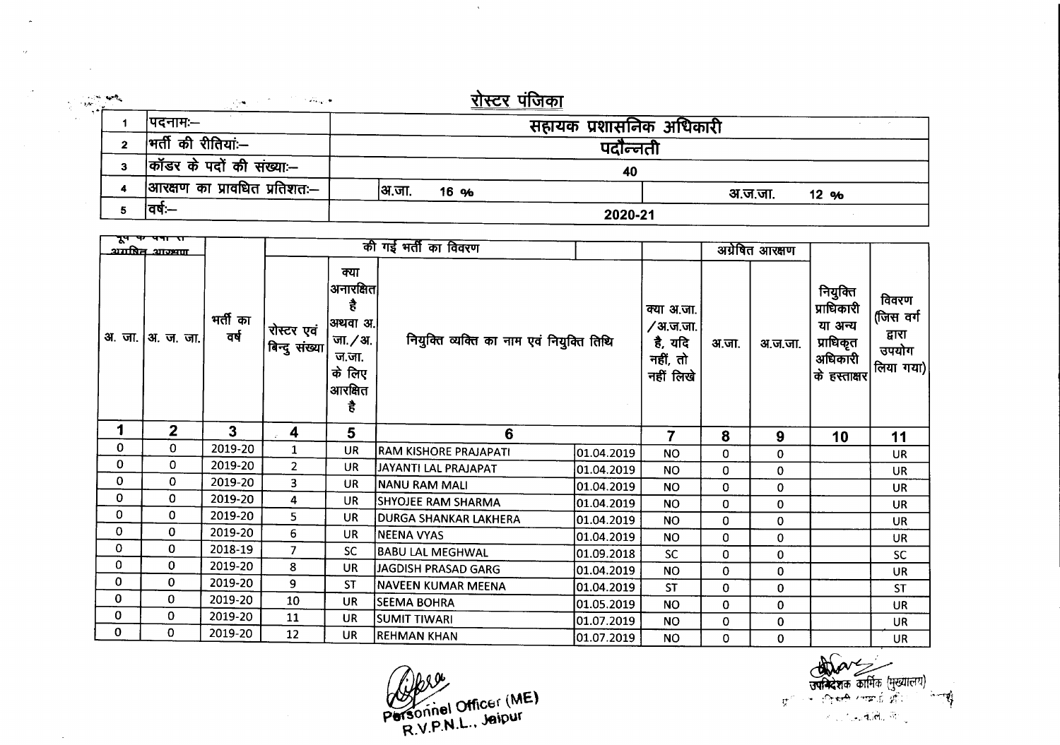# रोस्टर पंजिका

| | | |
|---|---|---|
| 1 | पदनामः– | सहायक प्रशासनिक अधिकारी |
| 2 | भर्ती की रीतियां:– | पदोन्नती |
| 3 | कॉडर के पदों की संख्याः– | 40 |
| 4 | आरक्षण का प्रावधित प्रतिशतः– | अ.जा. 16 % / अ.ज.जा. 12 % |
| 5 | वर्षः– | 2020-21 |

| पूर्व के वर्षों से अग्रेषित आरक्षण | | भर्ती का वर्ष | की गई भर्ती का विवरण | | | | | अग्रेषित आरक्षण | | | |
|---|---|---|---|---|---|---|---|---|---|---|---|
| अ. जा. | अ. ज. जा. | | रोस्टर एवं बिन्दु संख्या | क्या अनारक्षित है अथवा अ.जा./अ.ज.जा. के लिए आरक्षित है | नियुक्ति व्यक्ति का नाम एवं नियुक्ति तिथि | | क्या अ.जा./अ.ज.जा. है, यदि नहीं, तो नहीं लिखे | अ.जा. | अ.ज.जा. | नियुक्ति प्राधिकारी या अन्य प्राधिकृत अधिकारी के हस्ताक्षर | विवरण (जिस वर्ग द्वारा उपयोग लिया गया) |
| 1 | 2 | 3 | 4 | 5 | 6 | | 7 | 8 | 9 | 10 | 11 |
| 0 | 0 | 2019-20 | 1 | UR | RAM KISHORE PRAJAPATI | 01.04.2019 | NO | 0 | 0 | | UR |
| 0 | 0 | 2019-20 | 2 | UR | JAYANTI LAL PRAJAPAT | 01.04.2019 | NO | 0 | 0 | | UR |
| 0 | 0 | 2019-20 | 3 | UR | NANU RAM MALI | 01.04.2019 | NO | 0 | 0 | | UR |
| 0 | 0 | 2019-20 | 4 | UR | SHYOJEE RAM SHARMA | 01.04.2019 | NO | 0 | 0 | | UR |
| 0 | 0 | 2019-20 | 5 | UR | DURGA SHANKAR LAKHERA | 01.04.2019 | NO | 0 | 0 | | UR |
| 0 | 0 | 2019-20 | 6 | UR | NEENA VYAS | 01.04.2019 | NO | 0 | 0 | | UR |
| 0 | 0 | 2018-19 | 7 | SC | BABU LAL MEGHWAL | 01.09.2018 | SC | 0 | 0 | | SC |
| 0 | 0 | 2019-20 | 8 | UR | JAGDISH PRASAD GARG | 01.04.2019 | NO | 0 | 0 | | UR |
| 0 | 0 | 2019-20 | 9 | ST | NAVEEN KUMAR MEENA | 01.04.2019 | ST | 0 | 0 | | ST |
| 0 | 0 | 2019-20 | 10 | UR | SEEMA BOHRA | 01.05.2019 | NO | 0 | 0 | | UR |
| 0 | 0 | 2019-20 | 11 | UR | SUMIT TIWARI | 01.07.2019 | NO | 0 | 0 | | UR |
| 0 | 0 | 2019-20 | 12 | UR | REHMAN KHAN | 01.07.2019 | NO | 0 | 0 | | UR |

Personnel Officer (ME)
R.V.P.N.L., Jaipur

उपनिदेशक कार्मिक (मुख्यालय)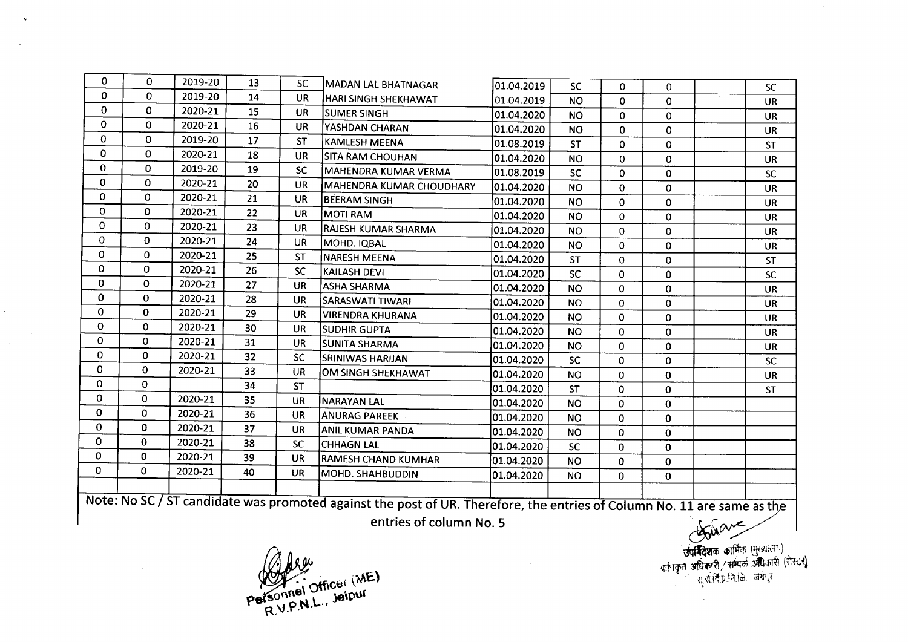| | | | | | | | | | | | | |
|---|---|---|---|---|---|---|---|---|---|---|---|---|
| 0 | 0 | 2019-20 | 13 | SC | MADAN LAL BHATNAGAR | 01.04.2019 | SC | 0 | 0 | | SC |
| 0 | 0 | 2019-20 | 14 | UR | HARI SINGH SHEKHAWAT | 01.04.2019 | NO | 0 | 0 | | UR |
| 0 | 0 | 2020-21 | 15 | UR | SUMER SINGH | 01.04.2020 | NO | 0 | 0 | | UR |
| 0 | 0 | 2020-21 | 16 | UR | YASHDAN CHARAN | 01.04.2020 | NO | 0 | 0 | | UR |
| 0 | 0 | 2019-20 | 17 | ST | KAMLESH MEENA | 01.08.2019 | ST | 0 | 0 | | ST |
| 0 | 0 | 2020-21 | 18 | UR | SITA RAM CHOUHAN | 01.04.2020 | NO | 0 | 0 | | UR |
| 0 | 0 | 2019-20 | 19 | SC | MAHENDRA KUMAR VERMA | 01.08.2019 | SC | 0 | 0 | | SC |
| 0 | 0 | 2020-21 | 20 | UR | MAHENDRA KUMAR CHOUDHARY | 01.04.2020 | NO | 0 | 0 | | UR |
| 0 | 0 | 2020-21 | 21 | UR | BEERAM SINGH | 01.04.2020 | NO | 0 | 0 | | UR |
| 0 | 0 | 2020-21 | 22 | UR | MOTI RAM | 01.04.2020 | NO | 0 | 0 | | UR |
| 0 | 0 | 2020-21 | 23 | UR | RAJESH KUMAR SHARMA | 01.04.2020 | NO | 0 | 0 | | UR |
| 0 | 0 | 2020-21 | 24 | UR | MOHD. IQBAL | 01.04.2020 | NO | 0 | 0 | | UR |
| 0 | 0 | 2020-21 | 25 | ST | NARESH MEENA | 01.04.2020 | ST | 0 | 0 | | ST |
| 0 | 0 | 2020-21 | 26 | SC | KAILASH DEVI | 01.04.2020 | SC | 0 | 0 | | SC |
| 0 | 0 | 2020-21 | 27 | UR | ASHA SHARMA | 01.04.2020 | NO | 0 | 0 | | UR |
| 0 | 0 | 2020-21 | 28 | UR | SARASWATI TIWARI | 01.04.2020 | NO | 0 | 0 | | UR |
| 0 | 0 | 2020-21 | 29 | UR | VIRENDRA KHURANA | 01.04.2020 | NO | 0 | 0 | | UR |
| 0 | 0 | 2020-21 | 30 | UR | SUDHIR GUPTA | 01.04.2020 | NO | 0 | 0 | | UR |
| 0 | 0 | 2020-21 | 31 | UR | SUNITA SHARMA | 01.04.2020 | NO | 0 | 0 | | UR |
| 0 | 0 | 2020-21 | 32 | SC | SRINIWAS HARIJAN | 01.04.2020 | SC | 0 | 0 | | SC |
| 0 | 0 | 2020-21 | 33 | UR | OM SINGH SHEKHAWAT | 01.04.2020 | NO | 0 | 0 | | UR |
| 0 | 0 | | 34 | ST | | 01.04.2020 | ST | 0 | 0 | | ST |
| 0 | 0 | 2020-21 | 35 | UR | NARAYAN LAL | 01.04.2020 | NO | 0 | 0 | | |
| 0 | 0 | 2020-21 | 36 | UR | ANURAG PAREEK | 01.04.2020 | NO | 0 | 0 | | |
| 0 | 0 | 2020-21 | 37 | UR | ANIL KUMAR PANDA | 01.04.2020 | NO | 0 | 0 | | |
| 0 | 0 | 2020-21 | 38 | SC | CHHAGN LAL | 01.04.2020 | SC | 0 | 0 | | |
| 0 | 0 | 2020-21 | 39 | UR | RAMESH CHAND KUMHAR | 01.04.2020 | NO | 0 | 0 | | |
| 0 | 0 | 2020-21 | 40 | UR | MOHD. SHAHBUDDIN | 01.04.2020 | NO | 0 | 0 | | |
| | | | | | | | | | | | |

Note: No SC / ST candidate was promoted against the post of UR. Therefore, the entries of Column No. 11 are same as the entries of column No. 5

Personnel Officer (ME)
R.V.P.N.L., Jaipur

उपनिदेशक कार्मिक (मुख्यालय)
प्राधिकृत अधिकारी / सम्पर्क अधिकारी (रोस्टर)
रा.वि.प्र.नि.लि. जयपुर